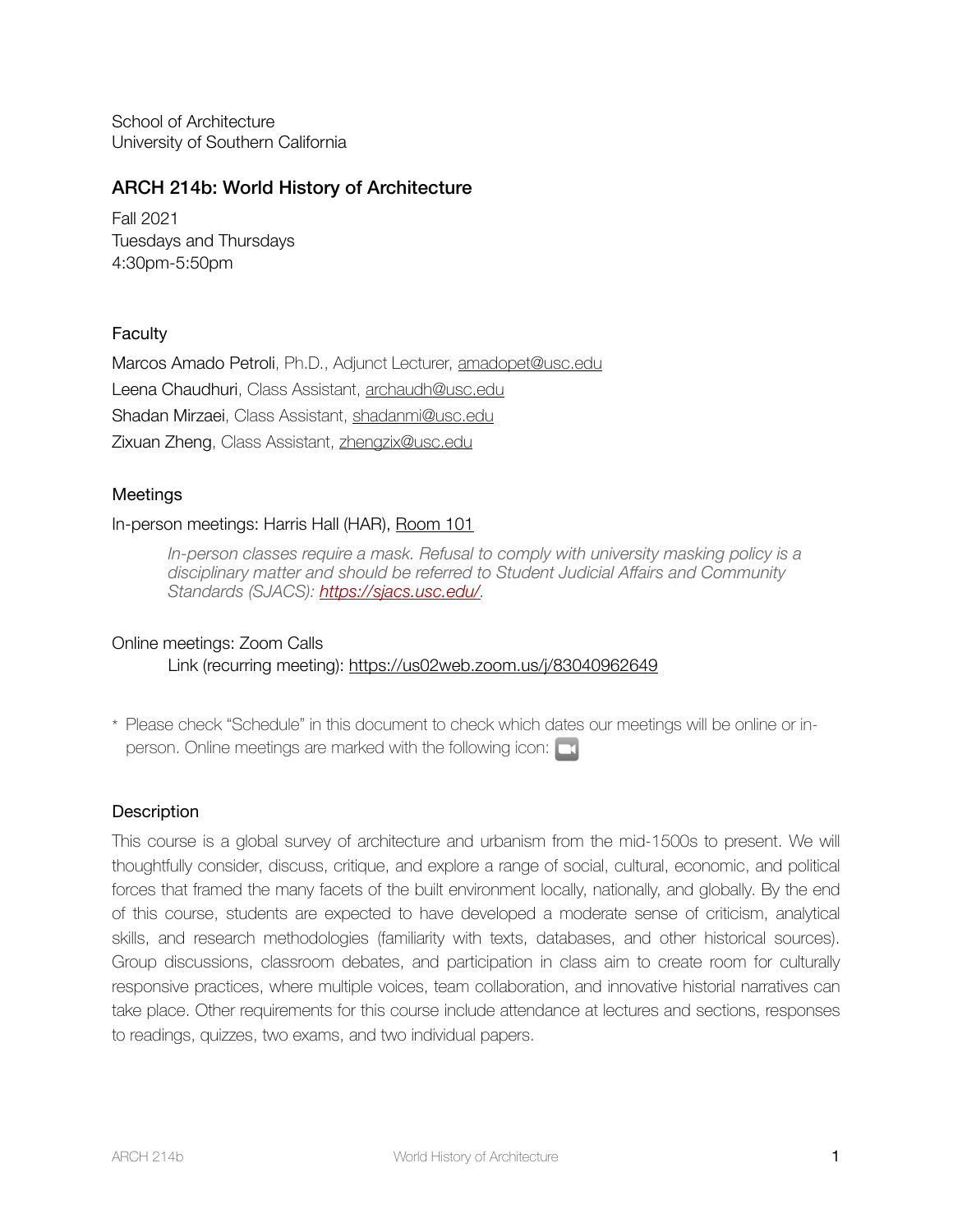School of Architecture
University of Southern California

## ARCH 214b: World History of Architecture

Fall 2021
Tuesdays and Thursdays
4:30pm-5:50pm

### Faculty

Marcos Amado Petroli, Ph.D., Adjunct Lecturer, amadopet@usc.edu
Leena Chaudhuri, Class Assistant, archaudh@usc.edu
Shadan Mirzaei, Class Assistant, shadanmi@usc.edu
Zixuan Zheng, Class Assistant, zhengzix@usc.edu

### Meetings

In-person meetings: Harris Hall (HAR), Room 101

> *In-person classes require a mask. Refusal to comply with university masking policy is a disciplinary matter and should be referred to Student Judicial Affairs and Community Standards (SJACS): https://sjacs.usc.edu/.*

Online meetings: Zoom Calls

> Link (recurring meeting): https://us02web.zoom.us/j/83040962649

* Please check "Schedule" in this document to check which dates our meetings will be online or in-person. Online meetings are marked with the following icon:

### Description

This course is a global survey of architecture and urbanism from the mid-1500s to present. We will thoughtfully consider, discuss, critique, and explore a range of social, cultural, economic, and political forces that framed the many facets of the built environment locally, nationally, and globally. By the end of this course, students are expected to have developed a moderate sense of criticism, analytical skills, and research methodologies (familiarity with texts, databases, and other historical sources). Group discussions, classroom debates, and participation in class aim to create room for culturally responsive practices, where multiple voices, team collaboration, and innovative historial narratives can take place. Other requirements for this course include attendance at lectures and sections, responses to readings, quizzes, two exams, and two individual papers.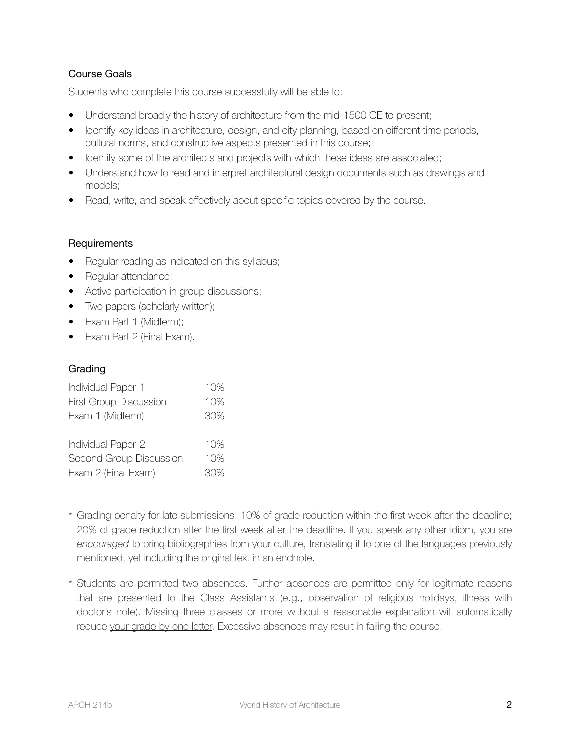## Course Goals

Students who complete this course successfully will be able to:

- Understand broadly the history of architecture from the mid-1500 CE to present;
- Identify key ideas in architecture, design, and city planning, based on different time periods, cultural norms, and constructive aspects presented in this course;
- Identify some of the architects and projects with which these ideas are associated;
- Understand how to read and interpret architectural design documents such as drawings and models;
- Read, write, and speak effectively about specific topics covered by the course.

## Requirements

- Regular reading as indicated on this syllabus;
- Regular attendance;
- Active participation in group discussions;
- Two papers (scholarly written);
- Exam Part 1 (Midterm);
- Exam Part 2 (Final Exam).

## Grading

| | |
|---|---|
| Individual Paper 1 | 10% |
| First Group Discussion | 10% |
| Exam 1 (Midterm) | 30% |
| Individual Paper 2 | 10% |
| Second Group Discussion | 10% |
| Exam 2 (Final Exam) | 30% |

\* Grading penalty for late submissions: <u>10% of grade reduction within the first week after the deadline; 20% of grade reduction after the first week after the deadline</u>. If you speak any other idiom, you are *encouraged* to bring bibliographies from your culture, translating it to one of the languages previously mentioned, yet including the original text in an endnote.

\* Students are permitted <u>two absences</u>. Further absences are permitted only for legitimate reasons that are presented to the Class Assistants (e.g., observation of religious holidays, illness with doctor's note). Missing three classes or more without a reasonable explanation will automatically reduce <u>your grade by one letter</u>. Excessive absences may result in failing the course.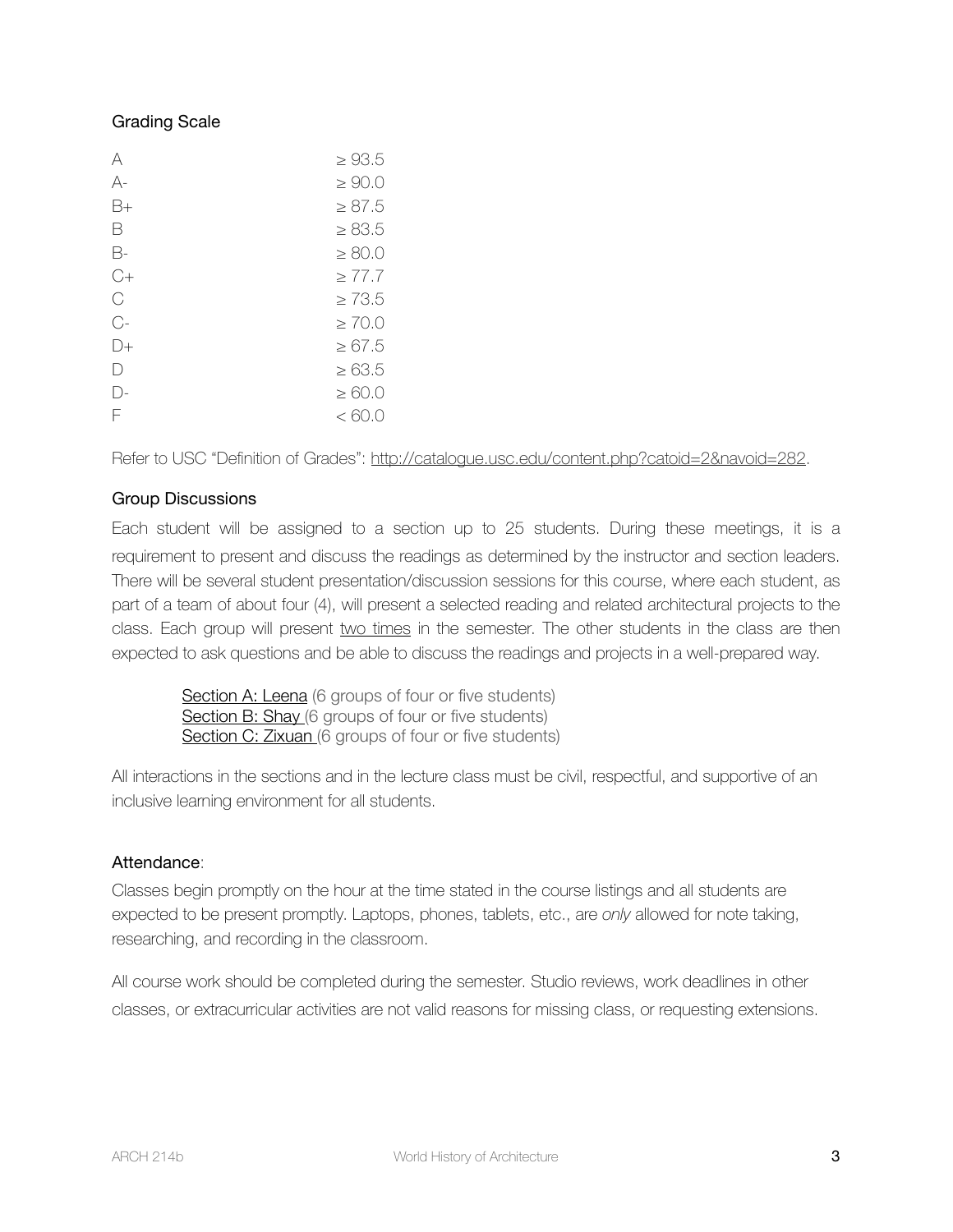## Grading Scale

| | |
|---|---|
| A | ≥ 93.5 |
| A- | ≥ 90.0 |
| B+ | ≥ 87.5 |
| B | ≥ 83.5 |
| B- | ≥ 80.0 |
| C+ | ≥ 77.7 |
| C | ≥ 73.5 |
| C- | ≥ 70.0 |
| D+ | ≥ 67.5 |
| D | ≥ 63.5 |
| D- | ≥ 60.0 |
| F | < 60.0 |

Refer to USC "Definition of Grades": http://catalogue.usc.edu/content.php?catoid=2&navoid=282.

## Group Discussions

Each student will be assigned to a section up to 25 students. During these meetings, it is a requirement to present and discuss the readings as determined by the instructor and section leaders. There will be several student presentation/discussion sessions for this course, where each student, as part of a team of about four (4), will present a selected reading and related architectural projects to the class. Each group will present two times in the semester. The other students in the class are then expected to ask questions and be able to discuss the readings and projects in a well-prepared way.

> Section A: Leena (6 groups of four or five students)
> Section B: Shay (6 groups of four or five students)
> Section C: Zixuan (6 groups of four or five students)

All interactions in the sections and in the lecture class must be civil, respectful, and supportive of an inclusive learning environment for all students.

## Attendance:

Classes begin promptly on the hour at the time stated in the course listings and all students are expected to be present promptly. Laptops, phones, tablets, etc., are *only* allowed for note taking, researching, and recording in the classroom.

All course work should be completed during the semester. Studio reviews, work deadlines in other classes, or extracurricular activities are not valid reasons for missing class, or requesting extensions.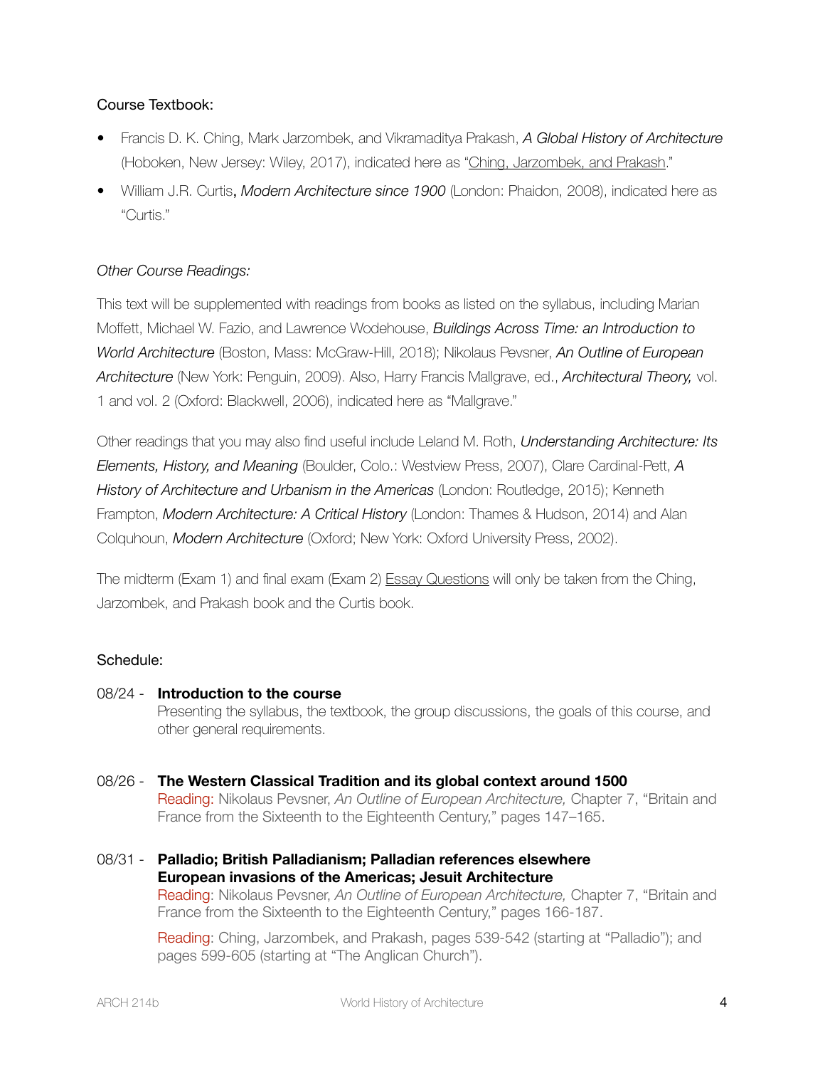Course Textbook:

- Francis D. K. Ching, Mark Jarzombek, and Vikramaditya Prakash, ***A Global History of Architecture*** (Hoboken, New Jersey: Wiley, 2017), indicated here as "Ching, Jarzombek, and Prakash."
- William J.R. Curtis, ***Modern Architecture since 1900*** (London: Phaidon, 2008), indicated here as "Curtis."

*Other Course Readings:*

This text will be supplemented with readings from books as listed on the syllabus, including Marian Moffett, Michael W. Fazio, and Lawrence Wodehouse, ***Buildings Across Time: an Introduction to World Architecture*** (Boston, Mass: McGraw-Hill, 2018); Nikolaus Pevsner, ***An Outline of European Architecture*** (New York: Penguin, 2009). Also, Harry Francis Mallgrave, ed., ***Architectural Theory,*** vol. 1 and vol. 2 (Oxford: Blackwell, 2006), indicated here as "Mallgrave."

Other readings that you may also find useful include Leland M. Roth, ***Understanding Architecture: Its Elements, History, and Meaning*** (Boulder, Colo.: Westview Press, 2007), Clare Cardinal-Pett, ***A History of Architecture and Urbanism in the Americas*** (London: Routledge, 2015); Kenneth Frampton, ***Modern Architecture: A Critical History*** (London: Thames & Hudson, 2014) and Alan Colquhoun, ***Modern Architecture*** (Oxford; New York: Oxford University Press, 2002).

The midterm (Exam 1) and final exam (Exam 2) Essay Questions will only be taken from the Ching, Jarzombek, and Prakash book and the Curtis book.

Schedule:

08/24 - **Introduction to the course**
Presenting the syllabus, the textbook, the group discussions, the goals of this course, and other general requirements.

08/26 - **The Western Classical Tradition and its global context around 1500**
Reading: Nikolaus Pevsner, *An Outline of European Architecture,* Chapter 7, "Britain and France from the Sixteenth to the Eighteenth Century," pages 147–165.

08/31 - **Palladio; British Palladianism; Palladian references elsewhere**
**European invasions of the Americas; Jesuit Architecture**
Reading: Nikolaus Pevsner, *An Outline of European Architecture,* Chapter 7, "Britain and France from the Sixteenth to the Eighteenth Century," pages 166-187.

Reading: Ching, Jarzombek, and Prakash, pages 539-542 (starting at "Palladio"); and pages 599-605 (starting at "The Anglican Church").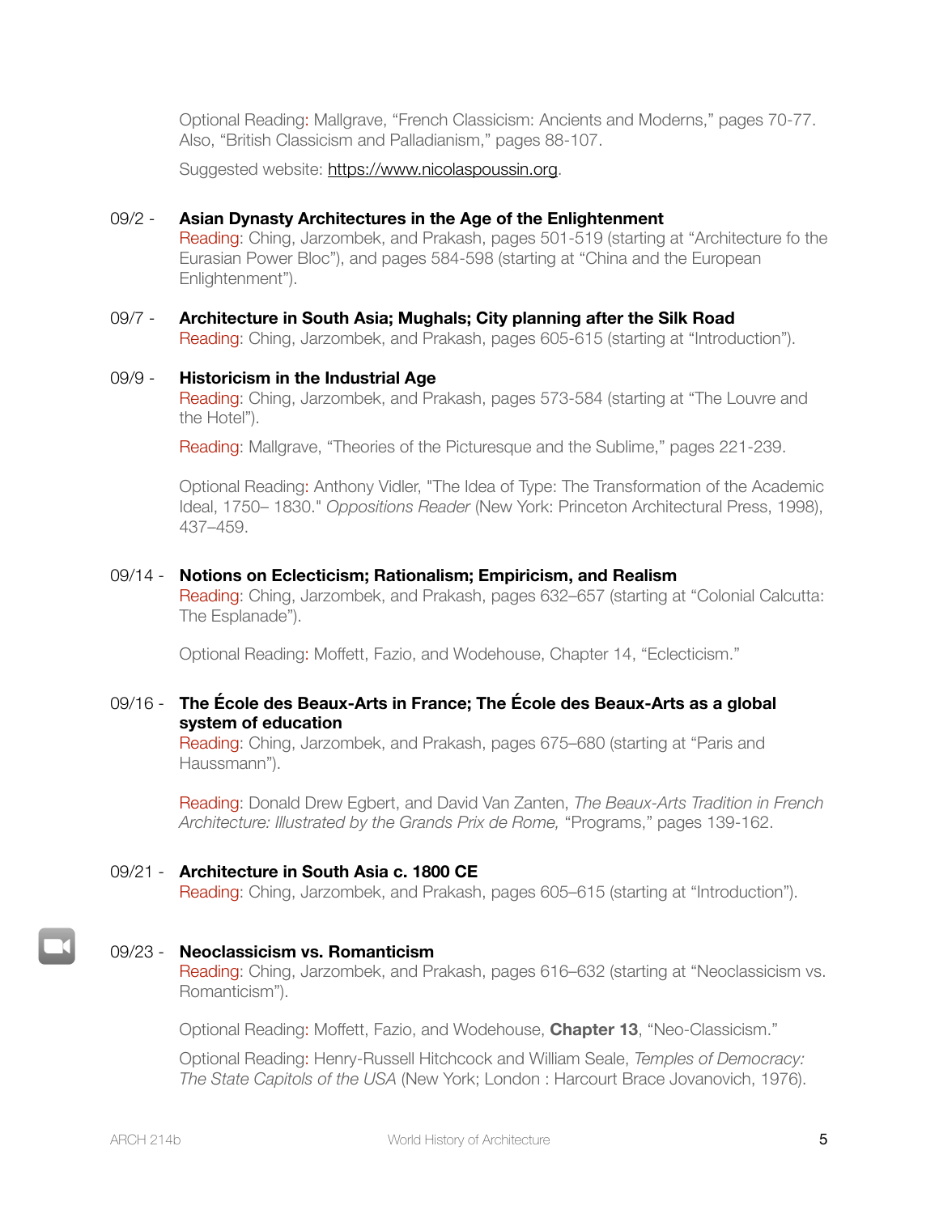Optional Reading: Mallgrave, “French Classicism: Ancients and Moderns,” pages 70-77. Also, “British Classicism and Palladianism,” pages 88-107.

Suggested website: https://www.nicolaspoussin.org.

09/2 - **Asian Dynasty Architectures in the Age of the Enlightenment**
Reading: Ching, Jarzombek, and Prakash, pages 501-519 (starting at “Architecture fo the Eurasian Power Bloc”), and pages 584-598 (starting at “China and the European Enlightenment”).

09/7 - **Architecture in South Asia; Mughals; City planning after the Silk Road**
Reading: Ching, Jarzombek, and Prakash, pages 605-615 (starting at “Introduction”).

09/9 - **Historicism in the Industrial Age**
Reading: Ching, Jarzombek, and Prakash, pages 573-584 (starting at “The Louvre and the Hotel”).

Reading: Mallgrave, “Theories of the Picturesque and the Sublime,” pages 221-239.

Optional Reading: Anthony Vidler, "The Idea of Type: The Transformation of the Academic Ideal, 1750– 1830." *Oppositions Reader* (New York: Princeton Architectural Press, 1998), 437–459.

09/14 - **Notions on Eclecticism; Rationalism; Empiricism, and Realism**
Reading: Ching, Jarzombek, and Prakash, pages 632–657 (starting at “Colonial Calcutta: The Esplanade”).

Optional Reading: Moffett, Fazio, and Wodehouse, Chapter 14, “Eclecticism.”

09/16 - **The École des Beaux-Arts in France; The École des Beaux-Arts as a global system of education**
Reading: Ching, Jarzombek, and Prakash, pages 675–680 (starting at “Paris and Haussmann”).

Reading: Donald Drew Egbert, and David Van Zanten, *The Beaux-Arts Tradition in French Architecture: Illustrated by the Grands Prix de Rome,* “Programs,” pages 139-162.

09/21 - **Architecture in South Asia c. 1800 CE**
Reading: Ching, Jarzombek, and Prakash, pages 605–615 (starting at “Introduction”).

09/23 - **Neoclassicism vs. Romanticism**
Reading: Ching, Jarzombek, and Prakash, pages 616–632 (starting at “Neoclassicism vs. Romanticism”).

Optional Reading: Moffett, Fazio, and Wodehouse, **Chapter 13**, “Neo-Classicism.”

Optional Reading: Henry-Russell Hitchcock and William Seale, *Temples of Democracy: The State Capitols of the USA* (New York; London : Harcourt Brace Jovanovich, 1976).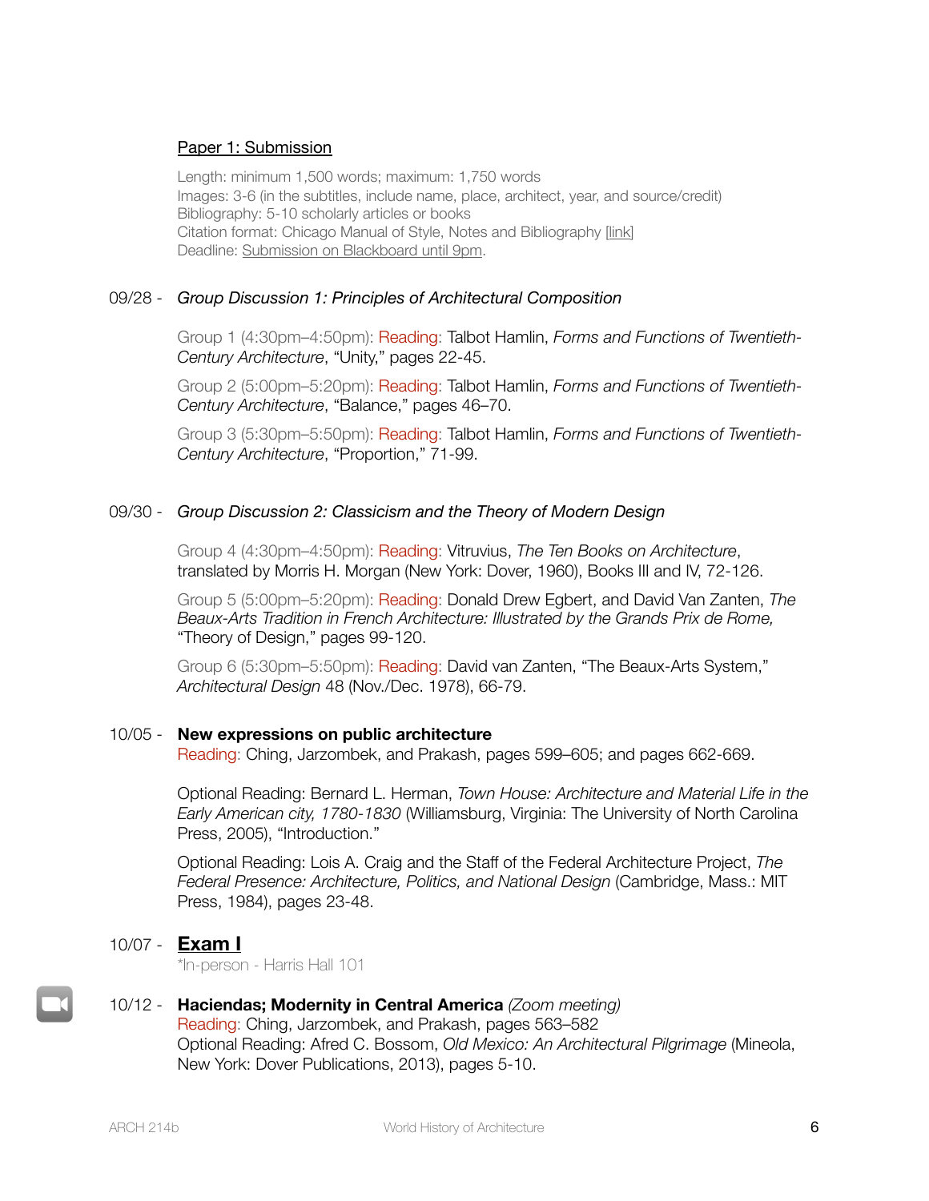Paper 1: Submission

Length: minimum 1,500 words; maximum: 1,750 words
Images: 3-6 (in the subtitles, include name, place, architect, year, and source/credit)
Bibliography: 5-10 scholarly articles or books
Citation format: Chicago Manual of Style, Notes and Bibliography [link]
Deadline: Submission on Blackboard until 9pm.

09/28 - *Group Discussion 1: Principles of Architectural Composition*

Group 1 (4:30pm–4:50pm): Reading: Talbot Hamlin, *Forms and Functions of Twentieth-Century Architecture*, "Unity," pages 22-45.

Group 2 (5:00pm–5:20pm): Reading: Talbot Hamlin, *Forms and Functions of Twentieth-Century Architecture*, "Balance," pages 46–70.

Group 3 (5:30pm–5:50pm): Reading: Talbot Hamlin, *Forms and Functions of Twentieth-Century Architecture*, "Proportion," 71-99.

09/30 - *Group Discussion 2: Classicism and the Theory of Modern Design*

Group 4 (4:30pm–4:50pm): Reading: Vitruvius, *The Ten Books on Architecture*, translated by Morris H. Morgan (New York: Dover, 1960), Books III and IV, 72-126.

Group 5 (5:00pm–5:20pm): Reading: Donald Drew Egbert, and David Van Zanten, *The Beaux-Arts Tradition in French Architecture: Illustrated by the Grands Prix de Rome,* "Theory of Design," pages 99-120.

Group 6 (5:30pm–5:50pm): Reading: David van Zanten, "The Beaux-Arts System," *Architectural Design* 48 (Nov./Dec. 1978), 66-79.

10/05 - **New expressions on public architecture**
Reading: Ching, Jarzombek, and Prakash, pages 599–605; and pages 662-669.

Optional Reading: Bernard L. Herman, *Town House: Architecture and Material Life in the Early American city, 1780-1830* (Williamsburg, Virginia: The University of North Carolina Press, 2005), "Introduction."

Optional Reading: Lois A. Craig and the Staff of the Federal Architecture Project, *The Federal Presence: Architecture, Politics, and National Design* (Cambridge, Mass.: MIT Press, 1984), pages 23-48.

10/07 - **Exam I**
*In-person - Harris Hall 101

10/12 - **Haciendas; Modernity in Central America** *(Zoom meeting)*
Reading: Ching, Jarzombek, and Prakash, pages 563–582
Optional Reading: Afred C. Bossom, *Old Mexico: An Architectural Pilgrimage* (Mineola, New York: Dover Publications, 2013), pages 5-10.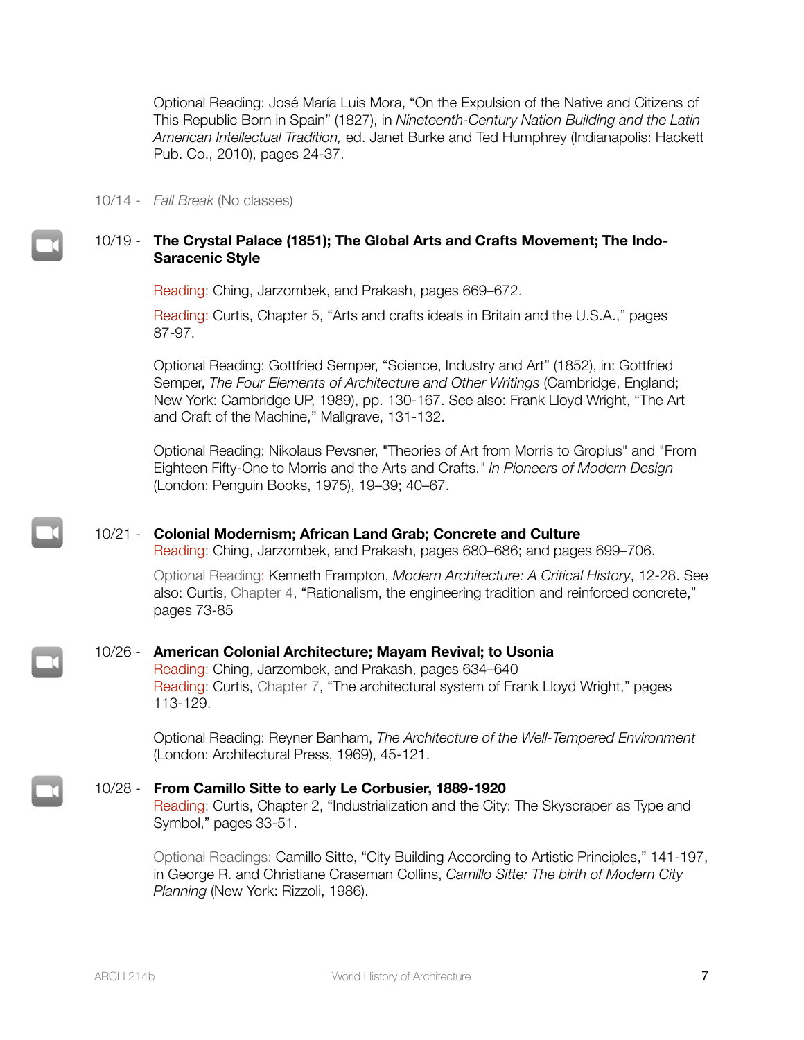Optional Reading: José María Luis Mora, "On the Expulsion of the Native and Citizens of This Republic Born in Spain" (1827), in *Nineteenth-Century Nation Building and the Latin American Intellectual Tradition,* ed. Janet Burke and Ted Humphrey (Indianapolis: Hackett Pub. Co., 2010), pages 24-37.

10/14 - *Fall Break* (No classes)

10/19 - **The Crystal Palace (1851); The Global Arts and Crafts Movement; The Indo-Saracenic Style**

Reading: Ching, Jarzombek, and Prakash, pages 669–672.

Reading: Curtis, Chapter 5, "Arts and crafts ideals in Britain and the U.S.A.," pages 87-97.

Optional Reading: Gottfried Semper, "Science, Industry and Art" (1852), in: Gottfried Semper, *The Four Elements of Architecture and Other Writings* (Cambridge, England; New York: Cambridge UP, 1989), pp. 130-167. See also: Frank Lloyd Wright, "The Art and Craft of the Machine," Mallgrave, 131-132.

Optional Reading: Nikolaus Pevsner, "Theories of Art from Morris to Gropius" and "From Eighteen Fifty-One to Morris and the Arts and Crafts." *In Pioneers of Modern Design* (London: Penguin Books, 1975), 19–39; 40–67.

10/21 - **Colonial Modernism; African Land Grab; Concrete and Culture**
Reading: Ching, Jarzombek, and Prakash, pages 680–686; and pages 699–706.

Optional Reading: Kenneth Frampton, *Modern Architecture: A Critical History*, 12-28. See also: Curtis, Chapter 4, "Rationalism, the engineering tradition and reinforced concrete," pages 73-85

10/26 - **American Colonial Architecture; Mayam Revival; to Usonia**
Reading: Ching, Jarzombek, and Prakash, pages 634–640
Reading: Curtis, Chapter 7, "The architectural system of Frank Lloyd Wright," pages 113-129.

Optional Reading: Reyner Banham, *The Architecture of the Well-Tempered Environment* (London: Architectural Press, 1969), 45-121.

10/28 - **From Camillo Sitte to early Le Corbusier, 1889-1920**
Reading: Curtis, Chapter 2, "Industrialization and the City: The Skyscraper as Type and Symbol," pages 33-51.

Optional Readings: Camillo Sitte, "City Building According to Artistic Principles," 141-197, in George R. and Christiane Craseman Collins, *Camillo Sitte: The birth of Modern City Planning* (New York: Rizzoli, 1986).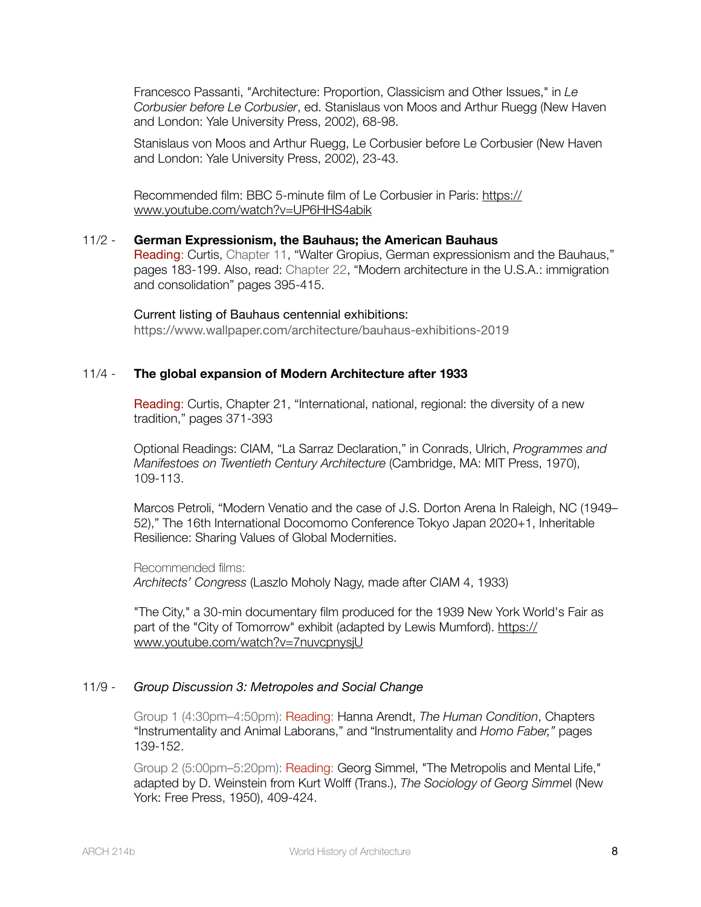Francesco Passanti, "Architecture: Proportion, Classicism and Other Issues," in *Le Corbusier before Le Corbusier*, ed. Stanislaus von Moos and Arthur Ruegg (New Haven and London: Yale University Press, 2002), 68-98.

Stanislaus von Moos and Arthur Ruegg, Le Corbusier before Le Corbusier (New Haven and London: Yale University Press, 2002), 23-43.

Recommended film: BBC 5-minute film of Le Corbusier in Paris: https://www.youtube.com/watch?v=UP6HHS4abik

11/2 - **German Expressionism, the Bauhaus; the American Bauhaus**
Reading: Curtis, Chapter 11, "Walter Gropius, German expressionism and the Bauhaus," pages 183-199. Also, read: Chapter 22, "Modern architecture in the U.S.A.: immigration and consolidation" pages 395-415.

Current listing of Bauhaus centennial exhibitions:
https://www.wallpaper.com/architecture/bauhaus-exhibitions-2019

11/4 - **The global expansion of Modern Architecture after 1933**

Reading: Curtis, Chapter 21, "International, national, regional: the diversity of a new tradition," pages 371-393

Optional Readings: CIAM, "La Sarraz Declaration," in Conrads, Ulrich, *Programmes and Manifestoes on Twentieth Century Architecture* (Cambridge, MA: MIT Press, 1970), 109-113.

Marcos Petroli, "Modern Venatio and the case of J.S. Dorton Arena In Raleigh, NC (1949–52)," The 16th International Docomomo Conference Tokyo Japan 2020+1, Inheritable Resilience: Sharing Values of Global Modernities.

Recommended films:
*Architects' Congress* (Laszlo Moholy Nagy, made after CIAM 4, 1933)

"The City," a 30-min documentary film produced for the 1939 New York World's Fair as part of the "City of Tomorrow" exhibit (adapted by Lewis Mumford). https://www.youtube.com/watch?v=7nuvcpnysjU

11/9 - *Group Discussion 3: Metropoles and Social Change*

Group 1 (4:30pm–4:50pm): Reading: Hanna Arendt, *The Human Condition*, Chapters "Instrumentality and Animal Laborans," and "Instrumentality and *Homo Faber,"* pages 139-152.

Group 2 (5:00pm–5:20pm): Reading: Georg Simmel, "The Metropolis and Mental Life," adapted by D. Weinstein from Kurt Wolff (Trans.), *The Sociology of Georg Simmel* (New York: Free Press, 1950), 409-424.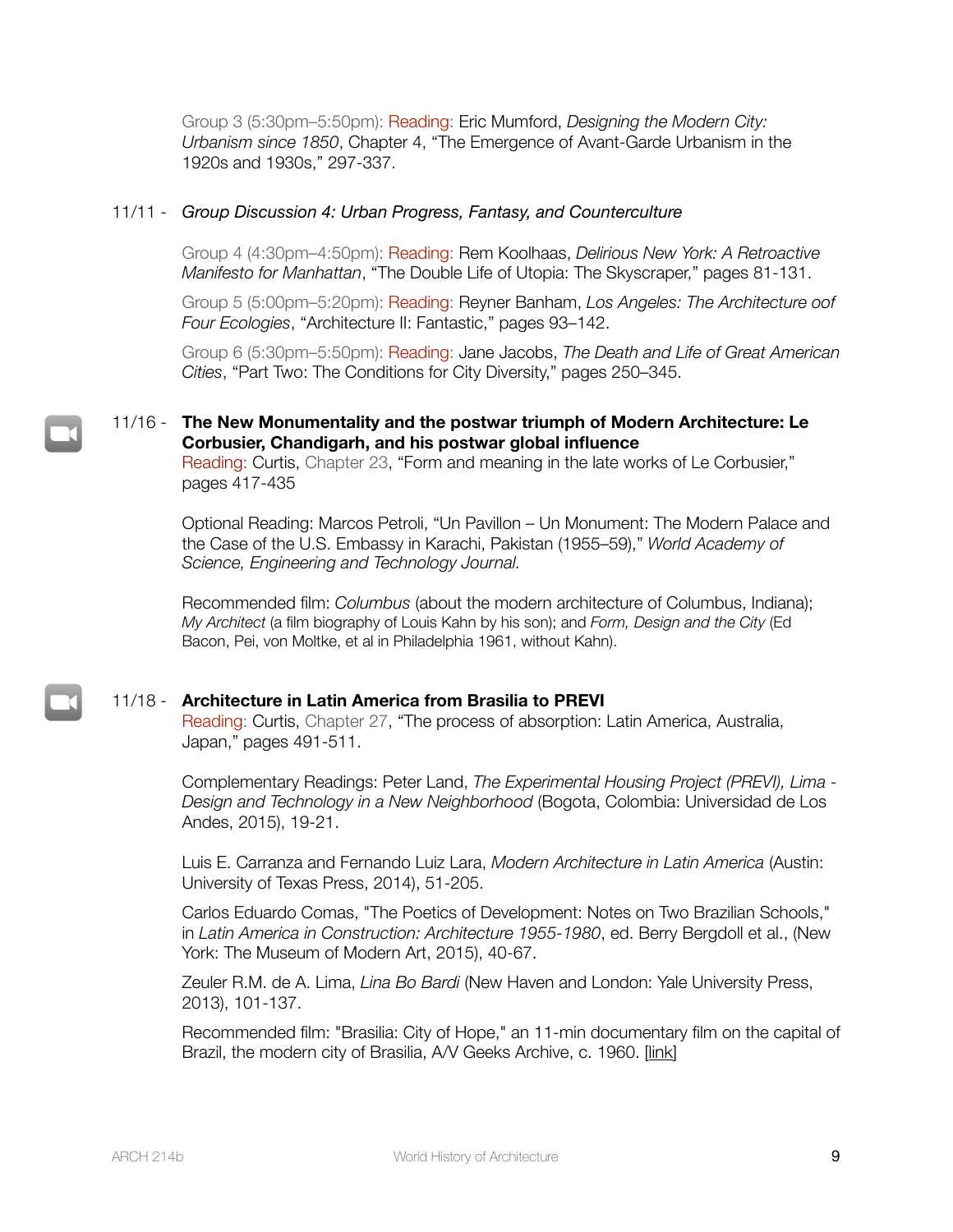Group 3 (5:30pm–5:50pm): Reading: Eric Mumford, *Designing the Modern City: Urbanism since 1850*, Chapter 4, "The Emergence of Avant-Garde Urbanism in the 1920s and 1930s," 297-337.

11/11 - *Group Discussion 4: Urban Progress, Fantasy, and Counterculture*

Group 4 (4:30pm–4:50pm): Reading: Rem Koolhaas, *Delirious New York: A Retroactive Manifesto for Manhattan*, "The Double Life of Utopia: The Skyscraper," pages 81-131.

Group 5 (5:00pm–5:20pm): Reading: Reyner Banham, *Los Angeles: The Architecture oof Four Ecologies*, "Architecture II: Fantastic," pages 93–142.

Group 6 (5:30pm–5:50pm): Reading: Jane Jacobs, *The Death and Life of Great American Cities*, "Part Two: The Conditions for City Diversity," pages 250–345.

11/16 - **The New Monumentality and the postwar triumph of Modern Architecture: Le Corbusier, Chandigarh, and his postwar global influence**
Reading: Curtis, Chapter 23, "Form and meaning in the late works of Le Corbusier," pages 417-435

Optional Reading: Marcos Petroli, "Un Pavillon – Un Monument: The Modern Palace and the Case of the U.S. Embassy in Karachi, Pakistan (1955–59)," *World Academy of Science, Engineering and Technology Journal.*

Recommended film: *Columbus* (about the modern architecture of Columbus, Indiana); *My Architect* (a film biography of Louis Kahn by his son); and *Form, Design and the City* (Ed Bacon, Pei, von Moltke, et al in Philadelphia 1961, without Kahn).

11/18 - **Architecture in Latin America from Brasilia to PREVI**
Reading: Curtis, Chapter 27, "The process of absorption: Latin America, Australia, Japan," pages 491-511.

Complementary Readings: Peter Land, *The Experimental Housing Project (PREVI), Lima - Design and Technology in a New Neighborhood* (Bogota, Colombia: Universidad de Los Andes, 2015), 19-21.

Luis E. Carranza and Fernando Luiz Lara, *Modern Architecture in Latin America* (Austin: University of Texas Press, 2014), 51-205.

Carlos Eduardo Comas, "The Poetics of Development: Notes on Two Brazilian Schools," in *Latin America in Construction: Architecture 1955-1980*, ed. Berry Bergdoll et al., (New York: The Museum of Modern Art, 2015), 40-67.

Zeuler R.M. de A. Lima, *Lina Bo Bardi* (New Haven and London: Yale University Press, 2013), 101-137.

Recommended film: "Brasilia: City of Hope," an 11-min documentary film on the capital of Brazil, the modern city of Brasilia, A/V Geeks Archive, c. 1960. [link]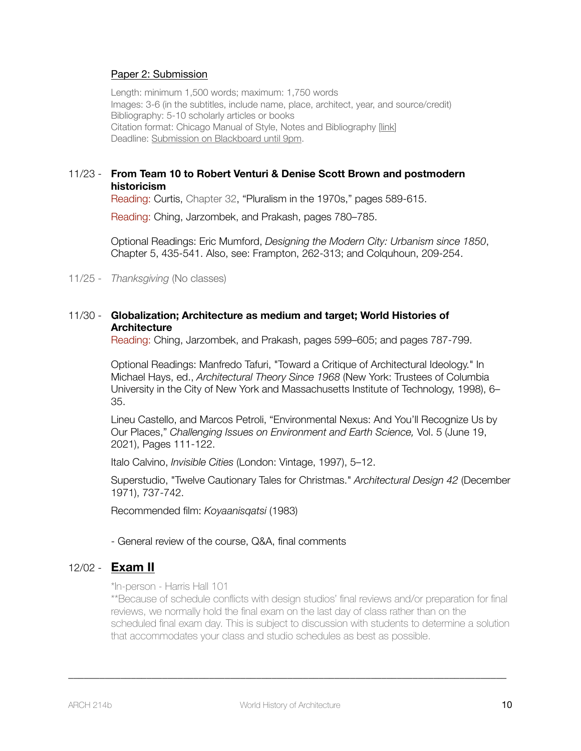Paper 2: Submission

Length: minimum 1,500 words; maximum: 1,750 words
Images: 3-6 (in the subtitles, include name, place, architect, year, and source/credit)
Bibliography: 5-10 scholarly articles or books
Citation format: Chicago Manual of Style, Notes and Bibliography [link]
Deadline: Submission on Blackboard until 9pm.

11/23 - **From Team 10 to Robert Venturi & Denise Scott Brown and postmodern historicism**

Reading: Curtis, Chapter 32, "Pluralism in the 1970s," pages 589-615.

Reading: Ching, Jarzombek, and Prakash, pages 780–785.

Optional Readings: Eric Mumford, *Designing the Modern City: Urbanism since 1850*, Chapter 5, 435-541. Also, see: Frampton, 262-313; and Colquhoun, 209-254.

11/25 - *Thanksgiving* (No classes)

11/30 - **Globalization; Architecture as medium and target; World Histories of Architecture**

Reading: Ching, Jarzombek, and Prakash, pages 599–605; and pages 787-799.

Optional Readings: Manfredo Tafuri, "Toward a Critique of Architectural Ideology." In Michael Hays, ed., *Architectural Theory Since 1968* (New York: Trustees of Columbia University in the City of New York and Massachusetts Institute of Technology, 1998), 6–35.

Lineu Castello, and Marcos Petroli, "Environmental Nexus: And You'll Recognize Us by Our Places," *Challenging Issues on Environment and Earth Science,* Vol. 5 (June 19, 2021), Pages 111-122.

Italo Calvino, *Invisible Cities* (London: Vintage, 1997), 5–12.

Superstudio, "Twelve Cautionary Tales for Christmas." *Architectural Design 42* (December 1971), 737-742.

Recommended film: *Koyaanisqatsi* (1983)

- General review of the course, Q&A, final comments

12/02 - **Exam II**

*In-person - Harris Hall 101
**Because of schedule conflicts with design studios' final reviews and/or preparation for final reviews, we normally hold the final exam on the last day of class rather than on the scheduled final exam day. This is subject to discussion with students to determine a solution that accommodates your class and studio schedules as best as possible.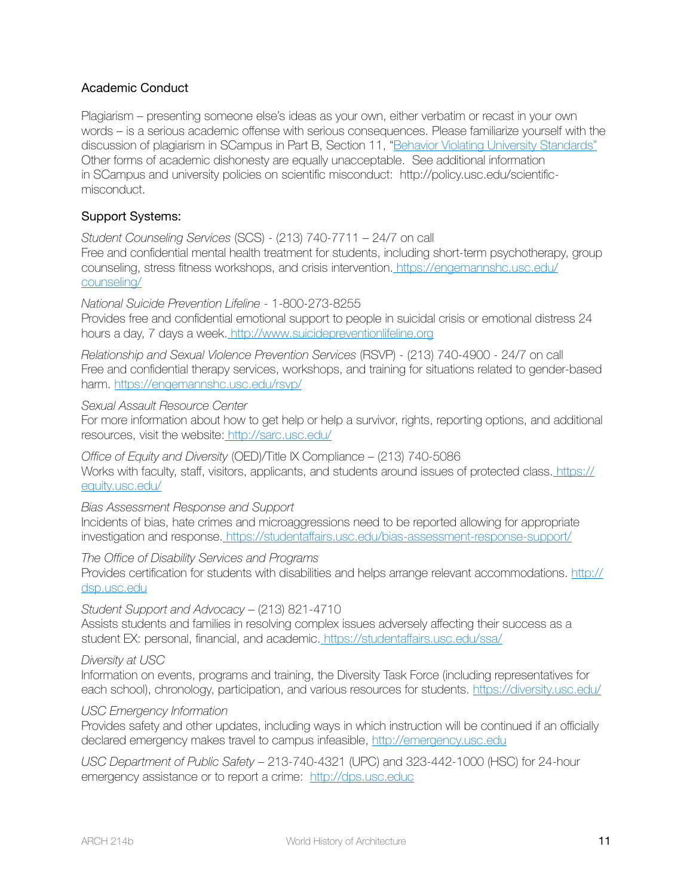## Academic Conduct

Plagiarism – presenting someone else's ideas as your own, either verbatim or recast in your own words – is a serious academic offense with serious consequences. Please familiarize yourself with the discussion of plagiarism in SCampus in Part B, Section 11, "Behavior Violating University Standards" Other forms of academic dishonesty are equally unacceptable. See additional information in SCampus and university policies on scientific misconduct: http://policy.usc.edu/scientific-misconduct.

## Support Systems:

*Student Counseling Services* (SCS) - (213) 740-7711 – 24/7 on call
Free and confidential mental health treatment for students, including short-term psychotherapy, group counseling, stress fitness workshops, and crisis intervention. https://engemannshc.usc.edu/counseling/

*National Suicide Prevention Lifeline* - 1-800-273-8255
Provides free and confidential emotional support to people in suicidal crisis or emotional distress 24 hours a day, 7 days a week. http://www.suicidepreventionlifeline.org

*Relationship and Sexual Violence Prevention Services* (RSVP) - (213) 740-4900 - 24/7 on call
Free and confidential therapy services, workshops, and training for situations related to gender-based harm. https://engemannshc.usc.edu/rsvp/

*Sexual Assault Resource Center*
For more information about how to get help or help a survivor, rights, reporting options, and additional resources, visit the website: http://sarc.usc.edu/

*Office of Equity and Diversity* (OED)/Title IX Compliance – (213) 740-5086
Works with faculty, staff, visitors, applicants, and students around issues of protected class. https://equity.usc.edu/

*Bias Assessment Response and Support*
Incidents of bias, hate crimes and microaggressions need to be reported allowing for appropriate investigation and response. https://studentaffairs.usc.edu/bias-assessment-response-support/

*The Office of Disability Services and Programs*
Provides certification for students with disabilities and helps arrange relevant accommodations. http://dsp.usc.edu

*Student Support and Advocacy* – (213) 821-4710
Assists students and families in resolving complex issues adversely affecting their success as a student EX: personal, financial, and academic. https://studentaffairs.usc.edu/ssa/

*Diversity at USC*
Information on events, programs and training, the Diversity Task Force (including representatives for each school), chronology, participation, and various resources for students. https://diversity.usc.edu/

*USC Emergency Information*
Provides safety and other updates, including ways in which instruction will be continued if an officially declared emergency makes travel to campus infeasible, http://emergency.usc.edu

*USC Department of Public Safety* – 213-740-4321 (UPC) and 323-442-1000 (HSC) for 24-hour emergency assistance or to report a crime: http://dps.usc.educ